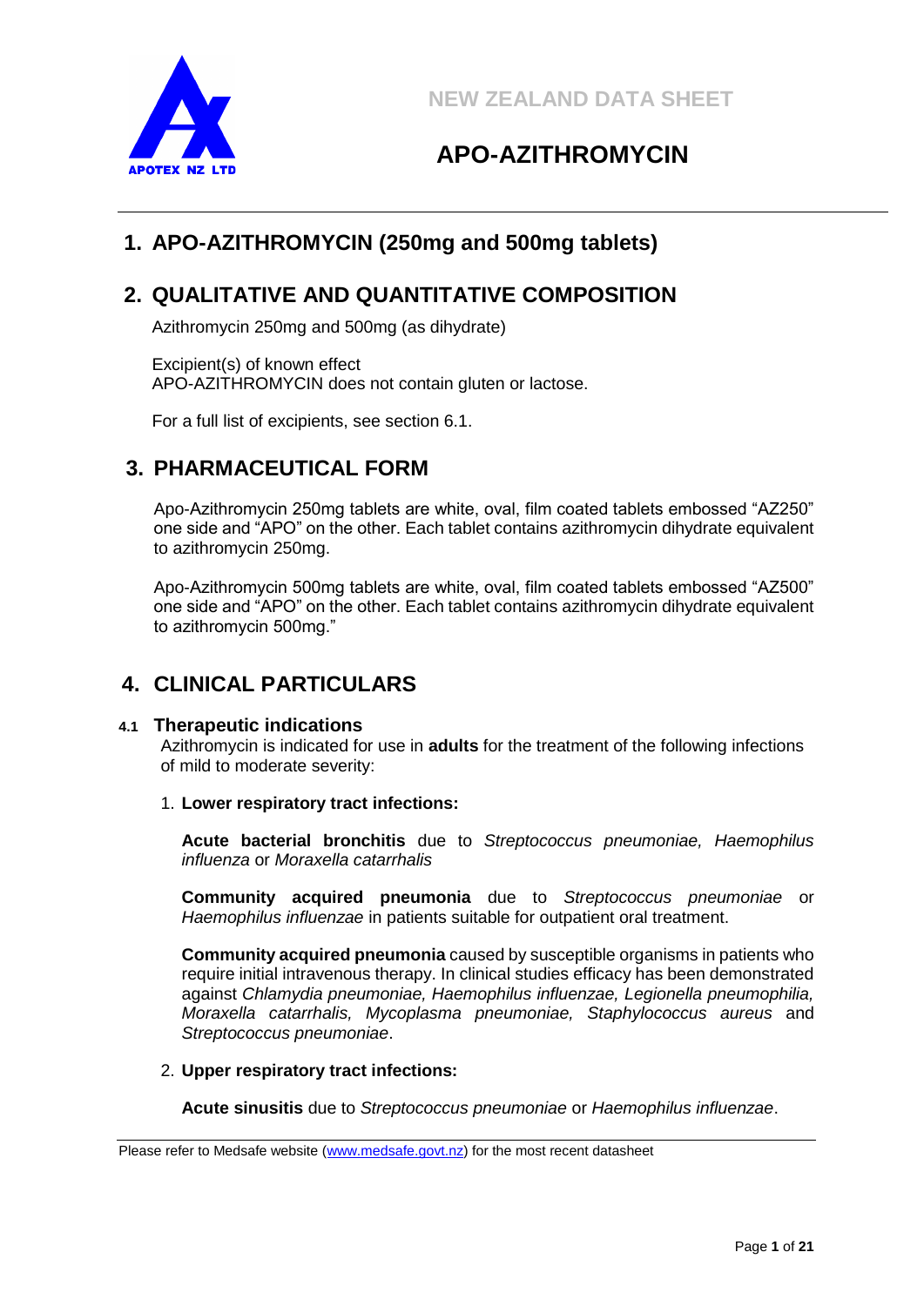NEW ZEALAND DATA SHEET

# APO-AZITHROMYCIN

## 1. APO-AZITHROMYCIN (250mg and 500mg tablets)

## 2. QUALITATIVE AND QUANTITATIVE COMPOSITION

Azithromycin 250mg and 500mg (as dihydrate)

Excipient(s) of known effect
APO-AZITHROMYCIN does not contain gluten or lactose.

For a full list of excipients, see section 6.1.

## 3. PHARMACEUTICAL FORM

Apo-Azithromycin 250mg tablets are white, oval, film coated tablets embossed "AZ250" one side and "APO" on the other. Each tablet contains azithromycin dihydrate equivalent to azithromycin 250mg.

Apo-Azithromycin 500mg tablets are white, oval, film coated tablets embossed "AZ500" one side and "APO" on the other. Each tablet contains azithromycin dihydrate equivalent to azithromycin 500mg."

## 4. CLINICAL PARTICULARS

### 4.1 Therapeutic indications

Azithromycin is indicated for use in **adults** for the treatment of the following infections of mild to moderate severity:

1. **Lower respiratory tract infections:**

   **Acute bacterial bronchitis** due to *Streptococcus pneumoniae, Haemophilus influenza* or *Moraxella catarrhalis*

   **Community acquired pneumonia** due to *Streptococcus pneumoniae* or *Haemophilus influenzae* in patients suitable for outpatient oral treatment.

   **Community acquired pneumonia** caused by susceptible organisms in patients who require initial intravenous therapy. In clinical studies efficacy has been demonstrated against *Chlamydia pneumoniae, Haemophilus influenzae, Legionella pneumophilia, Moraxella catarrhalis, Mycoplasma pneumoniae, Staphylococcus aureus* and *Streptococcus pneumoniae*.

2. **Upper respiratory tract infections:**

   **Acute sinusitis** due to *Streptococcus pneumoniae* or *Haemophilus influenzae*.

Please refer to Medsafe website (www.medsafe.govt.nz) for the most recent datasheet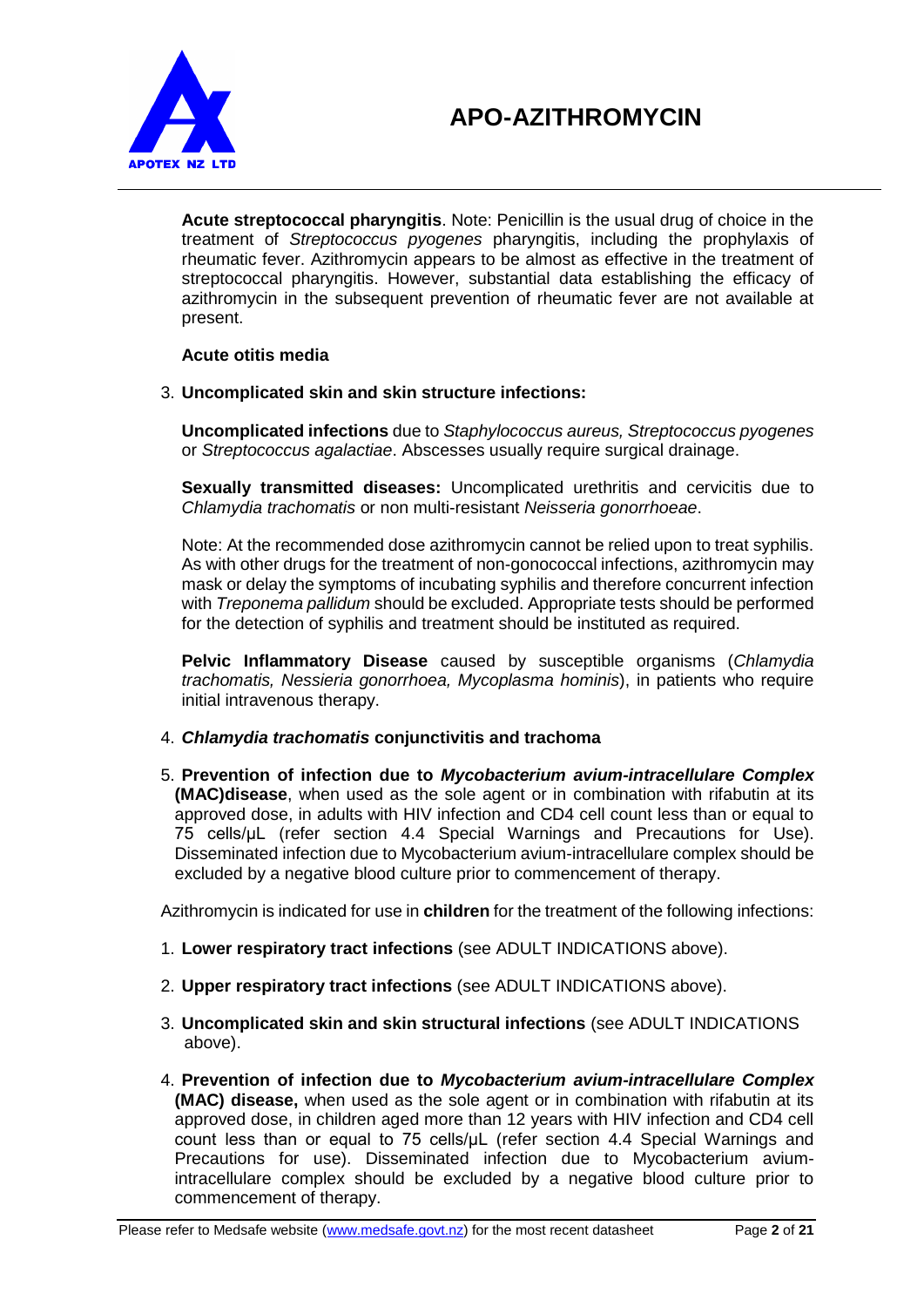**Acute streptococcal pharyngitis**. Note: Penicillin is the usual drug of choice in the treatment of *Streptococcus pyogenes* pharyngitis, including the prophylaxis of rheumatic fever. Azithromycin appears to be almost as effective in the treatment of streptococcal pharyngitis. However, substantial data establishing the efficacy of azithromycin in the subsequent prevention of rheumatic fever are not available at present.

**Acute otitis media**

3. **Uncomplicated skin and skin structure infections:**

   **Uncomplicated infections** due to *Staphylococcus aureus, Streptococcus pyogenes* or *Streptococcus agalactiae*. Abscesses usually require surgical drainage.

   **Sexually transmitted diseases:** Uncomplicated urethritis and cervicitis due to *Chlamydia trachomatis* or non multi-resistant *Neisseria gonorrhoeae*.

   Note: At the recommended dose azithromycin cannot be relied upon to treat syphilis. As with other drugs for the treatment of non-gonococcal infections, azithromycin may mask or delay the symptoms of incubating syphilis and therefore concurrent infection with *Treponema pallidum* should be excluded. Appropriate tests should be performed for the detection of syphilis and treatment should be instituted as required.

   **Pelvic Inflammatory Disease** caused by susceptible organisms (*Chlamydia trachomatis, Nessieria gonorrhoea, Mycoplasma hominis*), in patients who require initial intravenous therapy.

4. ***Chlamydia trachomatis*** **conjunctivitis and trachoma**

5. **Prevention of infection due to *Mycobacterium avium-intracellulare Complex* (MAC)disease**, when used as the sole agent or in combination with rifabutin at its approved dose, in adults with HIV infection and CD4 cell count less than or equal to 75 cells/μL (refer section 4.4 Special Warnings and Precautions for Use). Disseminated infection due to Mycobacterium avium-intracellulare complex should be excluded by a negative blood culture prior to commencement of therapy.

Azithromycin is indicated for use in **children** for the treatment of the following infections:

1. **Lower respiratory tract infections** (see ADULT INDICATIONS above).
2. **Upper respiratory tract infections** (see ADULT INDICATIONS above).
3. **Uncomplicated skin and skin structural infections** (see ADULT INDICATIONS above).
4. **Prevention of infection due to *Mycobacterium avium-intracellulare Complex* (MAC) disease,** when used as the sole agent or in combination with rifabutin at its approved dose, in children aged more than 12 years with HIV infection and CD4 cell count less than or equal to 75 cells/μL (refer section 4.4 Special Warnings and Precautions for use). Disseminated infection due to Mycobacterium avium-intracellulare complex should be excluded by a negative blood culture prior to commencement of therapy.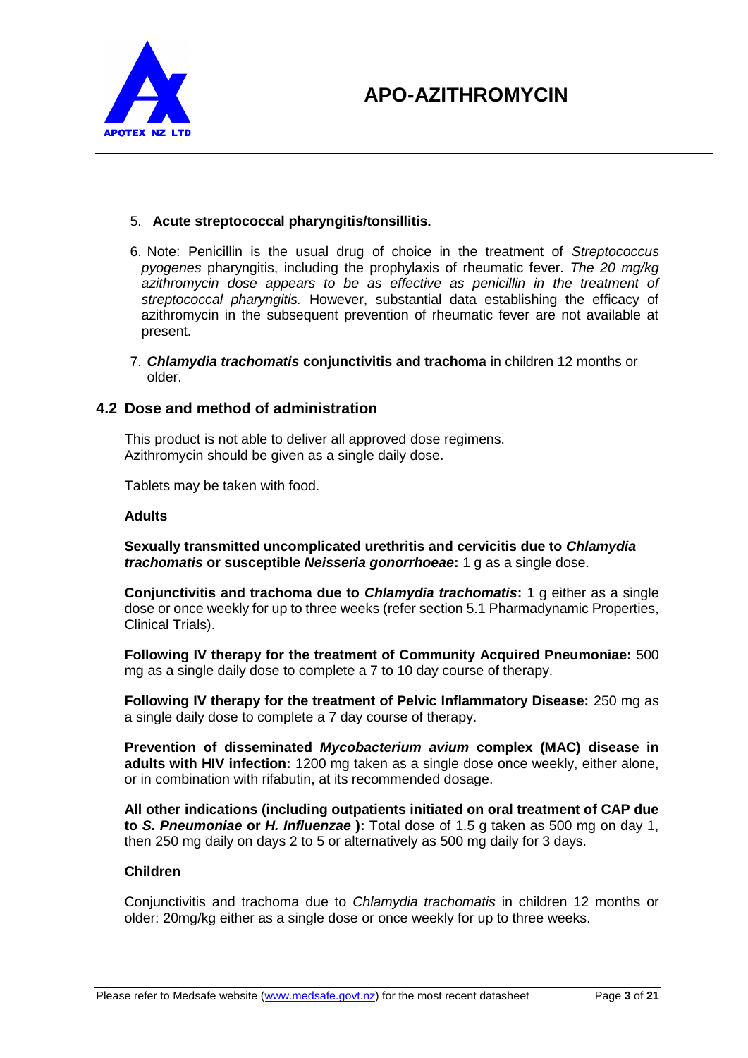5. **Acute streptococcal pharyngitis/tonsillitis.**

6. Note: Penicillin is the usual drug of choice in the treatment of *Streptococcus pyogenes* pharyngitis, including the prophylaxis of rheumatic fever. *The 20 mg/kg azithromycin dose appears to be as effective as penicillin in the treatment of streptococcal pharyngitis.* However, substantial data establishing the efficacy of azithromycin in the subsequent prevention of rheumatic fever are not available at present.

7. ***Chlamydia trachomatis*** **conjunctivitis and trachoma** in children 12 months or older.

## 4.2 Dose and method of administration

This product is not able to deliver all approved dose regimens.
Azithromycin should be given as a single daily dose.

Tablets may be taken with food.

**Adults**

**Sexually transmitted uncomplicated urethritis and cervicitis due to *Chlamydia trachomatis* or susceptible *Neisseria gonorrhoeae*:** 1 g as a single dose.

**Conjunctivitis and trachoma due to *Chlamydia trachomatis*:** 1 g either as a single dose or once weekly for up to three weeks (refer section 5.1 Pharmadynamic Properties, Clinical Trials).

**Following IV therapy for the treatment of Community Acquired Pneumoniae:** 500 mg as a single daily dose to complete a 7 to 10 day course of therapy.

**Following IV therapy for the treatment of Pelvic Inflammatory Disease:** 250 mg as a single daily dose to complete a 7 day course of therapy.

**Prevention of disseminated *Mycobacterium avium* complex (MAC) disease in adults with HIV infection:** 1200 mg taken as a single dose once weekly, either alone, or in combination with rifabutin, at its recommended dosage.

**All other indications (including outpatients initiated on oral treatment of CAP due to *S. Pneumoniae* or *H. Influenzae* ):** Total dose of 1.5 g taken as 500 mg on day 1, then 250 mg daily on days 2 to 5 or alternatively as 500 mg daily for 3 days.

**Children**

Conjunctivitis and trachoma due to *Chlamydia trachomatis* in children 12 months or older: 20mg/kg either as a single dose or once weekly for up to three weeks.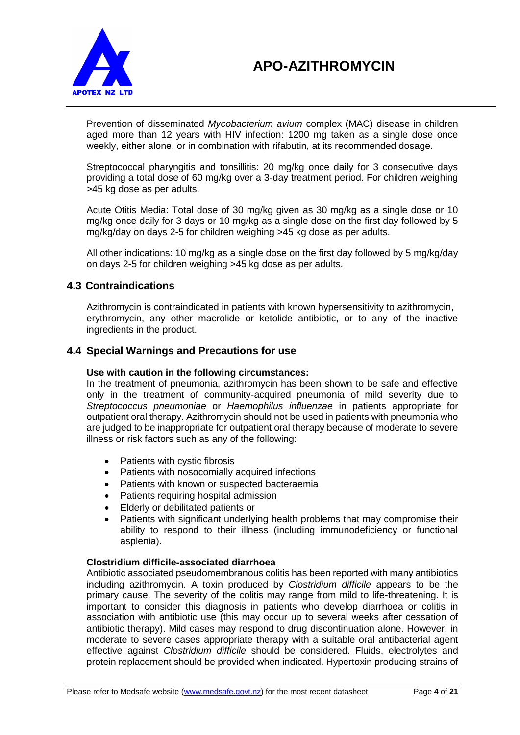Prevention of disseminated *Mycobacterium avium* complex (MAC) disease in children aged more than 12 years with HIV infection: 1200 mg taken as a single dose once weekly, either alone, or in combination with rifabutin, at its recommended dosage.

Streptococcal pharyngitis and tonsillitis: 20 mg/kg once daily for 3 consecutive days providing a total dose of 60 mg/kg over a 3-day treatment period. For children weighing >45 kg dose as per adults.

Acute Otitis Media: Total dose of 30 mg/kg given as 30 mg/kg as a single dose or 10 mg/kg once daily for 3 days or 10 mg/kg as a single dose on the first day followed by 5 mg/kg/day on days 2-5 for children weighing >45 kg dose as per adults.

All other indications: 10 mg/kg as a single dose on the first day followed by 5 mg/kg/day on days 2-5 for children weighing >45 kg dose as per adults.

## 4.3 Contraindications

Azithromycin is contraindicated in patients with known hypersensitivity to azithromycin, erythromycin, any other macrolide or ketolide antibiotic, or to any of the inactive ingredients in the product.

## 4.4 Special Warnings and Precautions for use

**Use with caution in the following circumstances:**
In the treatment of pneumonia, azithromycin has been shown to be safe and effective only in the treatment of community-acquired pneumonia of mild severity due to *Streptococcus pneumoniae* or *Haemophilus influenzae* in patients appropriate for outpatient oral therapy. Azithromycin should not be used in patients with pneumonia who are judged to be inappropriate for outpatient oral therapy because of moderate to severe illness or risk factors such as any of the following:

- Patients with cystic fibrosis
- Patients with nosocomially acquired infections
- Patients with known or suspected bacteraemia
- Patients requiring hospital admission
- Elderly or debilitated patients or
- Patients with significant underlying health problems that may compromise their ability to respond to their illness (including immunodeficiency or functional asplenia).

**Clostridium difficile-associated diarrhoea**
Antibiotic associated pseudomembranous colitis has been reported with many antibiotics including azithromycin. A toxin produced by *Clostridium difficile* appears to be the primary cause. The severity of the colitis may range from mild to life-threatening. It is important to consider this diagnosis in patients who develop diarrhoea or colitis in association with antibiotic use (this may occur up to several weeks after cessation of antibiotic therapy). Mild cases may respond to drug discontinuation alone. However, in moderate to severe cases appropriate therapy with a suitable oral antibacterial agent effective against *Clostridium difficile* should be considered. Fluids, electrolytes and protein replacement should be provided when indicated. Hypertoxin producing strains of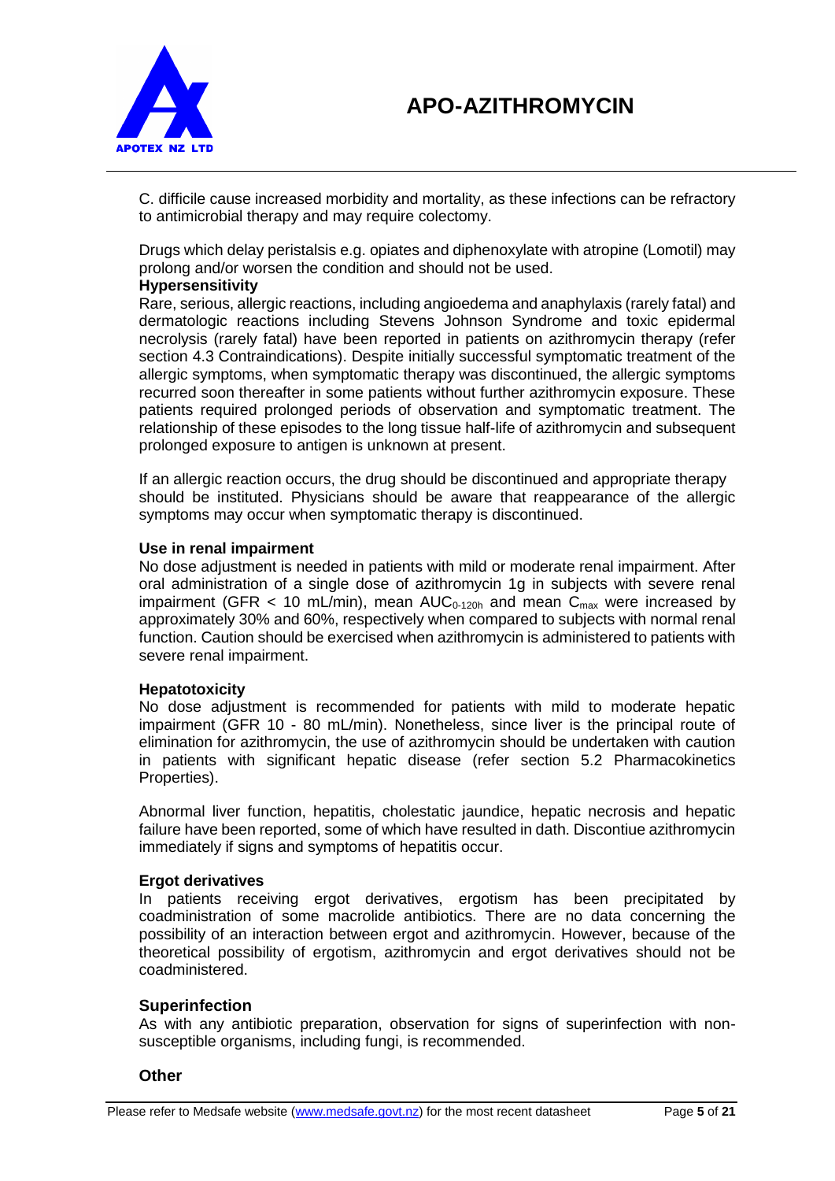C. difficile cause increased morbidity and mortality, as these infections can be refractory to antimicrobial therapy and may require colectomy.

Drugs which delay peristalsis e.g. opiates and diphenoxylate with atropine (Lomotil) may prolong and/or worsen the condition and should not be used.

**Hypersensitivity**

Rare, serious, allergic reactions, including angioedema and anaphylaxis (rarely fatal) and dermatologic reactions including Stevens Johnson Syndrome and toxic epidermal necrolysis (rarely fatal) have been reported in patients on azithromycin therapy (refer section 4.3 Contraindications). Despite initially successful symptomatic treatment of the allergic symptoms, when symptomatic therapy was discontinued, the allergic symptoms recurred soon thereafter in some patients without further azithromycin exposure. These patients required prolonged periods of observation and symptomatic treatment. The relationship of these episodes to the long tissue half-life of azithromycin and subsequent prolonged exposure to antigen is unknown at present.

If an allergic reaction occurs, the drug should be discontinued and appropriate therapy should be instituted. Physicians should be aware that reappearance of the allergic symptoms may occur when symptomatic therapy is discontinued.

**Use in renal impairment**

No dose adjustment is needed in patients with mild or moderate renal impairment. After oral administration of a single dose of azithromycin 1g in subjects with severe renal impairment (GFR < 10 mL/min), mean $AUC_{0\text{-}120h}$ and mean $C_{max}$ were increased by approximately 30% and 60%, respectively when compared to subjects with normal renal function. Caution should be exercised when azithromycin is administered to patients with severe renal impairment.

**Hepatotoxicity**

No dose adjustment is recommended for patients with mild to moderate hepatic impairment (GFR 10 - 80 mL/min). Nonetheless, since liver is the principal route of elimination for azithromycin, the use of azithromycin should be undertaken with caution in patients with significant hepatic disease (refer section 5.2 Pharmacokinetics Properties).

Abnormal liver function, hepatitis, cholestatic jaundice, hepatic necrosis and hepatic failure have been reported, some of which have resulted in dath. Discontiue azithromycin immediately if signs and symptoms of hepatitis occur.

**Ergot derivatives**

In patients receiving ergot derivatives, ergotism has been precipitated by coadministration of some macrolide antibiotics. There are no data concerning the possibility of an interaction between ergot and azithromycin. However, because of the theoretical possibility of ergotism, azithromycin and ergot derivatives should not be coadministered.

**Superinfection**

As with any antibiotic preparation, observation for signs of superinfection with non-susceptible organisms, including fungi, is recommended.

**Other**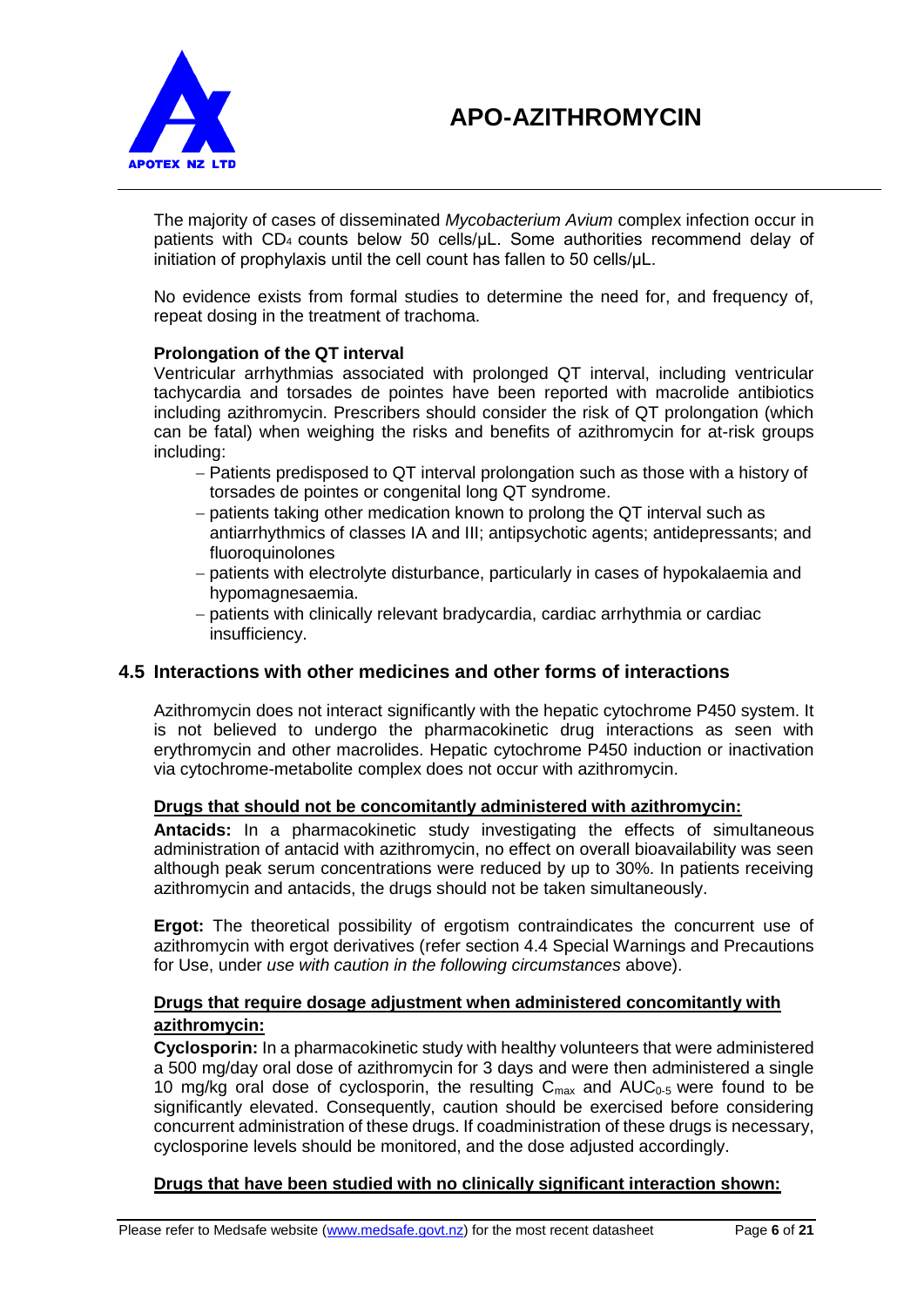The majority of cases of disseminated *Mycobacterium Avium* complex infection occur in patients with $CD_4$ counts below 50 cells/µL. Some authorities recommend delay of initiation of prophylaxis until the cell count has fallen to 50 cells/µL.

No evidence exists from formal studies to determine the need for, and frequency of, repeat dosing in the treatment of trachoma.

**Prolongation of the QT interval**

Ventricular arrhythmias associated with prolonged QT interval, including ventricular tachycardia and torsades de pointes have been reported with macrolide antibiotics including azithromycin. Prescribers should consider the risk of QT prolongation (which can be fatal) when weighing the risks and benefits of azithromycin for at-risk groups including:

- Patients predisposed to QT interval prolongation such as those with a history of torsades de pointes or congenital long QT syndrome.
- patients taking other medication known to prolong the QT interval such as antiarrhythmics of classes IA and III; antipsychotic agents; antidepressants; and fluoroquinolones
- patients with electrolyte disturbance, particularly in cases of hypokalaemia and hypomagnesaemia.
- patients with clinically relevant bradycardia, cardiac arrhythmia or cardiac insufficiency.

## 4.5 Interactions with other medicines and other forms of interactions

Azithromycin does not interact significantly with the hepatic cytochrome P450 system. It is not believed to undergo the pharmacokinetic drug interactions as seen with erythromycin and other macrolides. Hepatic cytochrome P450 induction or inactivation via cytochrome-metabolite complex does not occur with azithromycin.

**Drugs that should not be concomitantly administered with azithromycin:**

**Antacids:** In a pharmacokinetic study investigating the effects of simultaneous administration of antacid with azithromycin, no effect on overall bioavailability was seen although peak serum concentrations were reduced by up to 30%. In patients receiving azithromycin and antacids, the drugs should not be taken simultaneously.

**Ergot:** The theoretical possibility of ergotism contraindicates the concurrent use of azithromycin with ergot derivatives (refer section 4.4 Special Warnings and Precautions for Use, under *use with caution in the following circumstances* above).

**Drugs that require dosage adjustment when administered concomitantly with azithromycin:**

**Cyclosporin:** In a pharmacokinetic study with healthy volunteers that were administered a 500 mg/day oral dose of azithromycin for 3 days and were then administered a single 10 mg/kg oral dose of cyclosporin, the resulting $C_{max}$ and $AUC_{0-5}$ were found to be significantly elevated. Consequently, caution should be exercised before considering concurrent administration of these drugs. If coadministration of these drugs is necessary, cyclosporine levels should be monitored, and the dose adjusted accordingly.

**Drugs that have been studied with no clinically significant interaction shown:**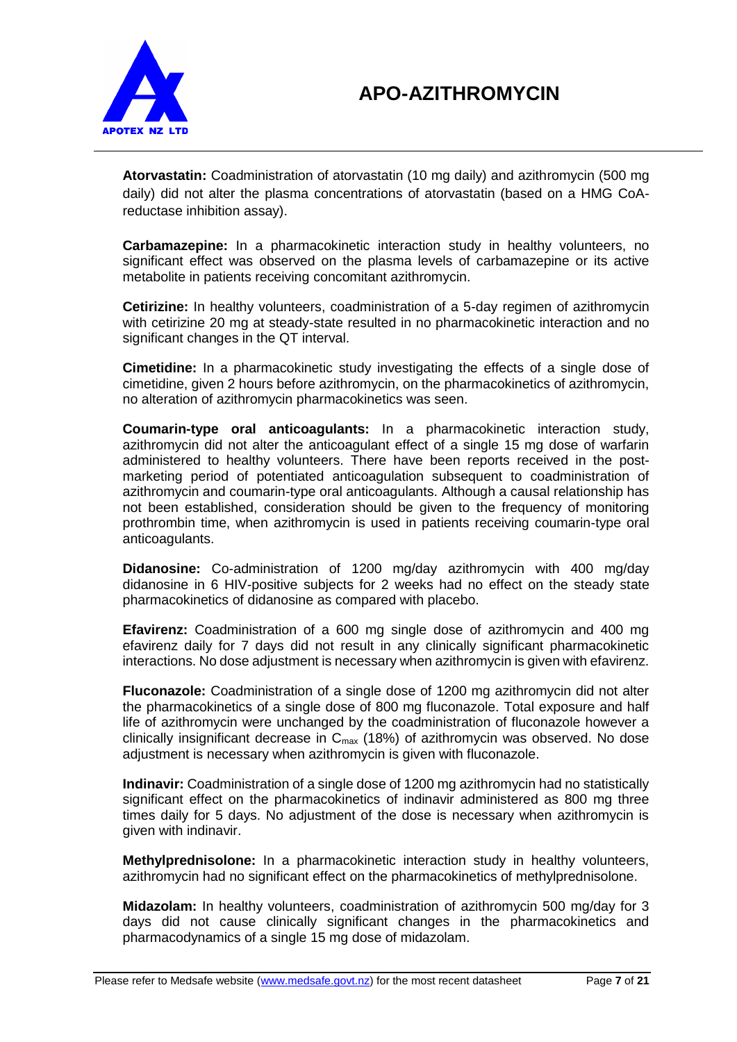**Atorvastatin:** Coadministration of atorvastatin (10 mg daily) and azithromycin (500 mg daily) did not alter the plasma concentrations of atorvastatin (based on a HMG CoA-reductase inhibition assay).

**Carbamazepine:** In a pharmacokinetic interaction study in healthy volunteers, no significant effect was observed on the plasma levels of carbamazepine or its active metabolite in patients receiving concomitant azithromycin.

**Cetirizine:** In healthy volunteers, coadministration of a 5-day regimen of azithromycin with cetirizine 20 mg at steady-state resulted in no pharmacokinetic interaction and no significant changes in the QT interval.

**Cimetidine:** In a pharmacokinetic study investigating the effects of a single dose of cimetidine, given 2 hours before azithromycin, on the pharmacokinetics of azithromycin, no alteration of azithromycin pharmacokinetics was seen.

**Coumarin-type oral anticoagulants:** In a pharmacokinetic interaction study, azithromycin did not alter the anticoagulant effect of a single 15 mg dose of warfarin administered to healthy volunteers. There have been reports received in the post-marketing period of potentiated anticoagulation subsequent to coadministration of azithromycin and coumarin-type oral anticoagulants. Although a causal relationship has not been established, consideration should be given to the frequency of monitoring prothrombin time, when azithromycin is used in patients receiving coumarin-type oral anticoagulants.

**Didanosine:** Co-administration of 1200 mg/day azithromycin with 400 mg/day didanosine in 6 HIV-positive subjects for 2 weeks had no effect on the steady state pharmacokinetics of didanosine as compared with placebo.

**Efavirenz:** Coadministration of a 600 mg single dose of azithromycin and 400 mg efavirenz daily for 7 days did not result in any clinically significant pharmacokinetic interactions. No dose adjustment is necessary when azithromycin is given with efavirenz.

**Fluconazole:** Coadministration of a single dose of 1200 mg azithromycin did not alter the pharmacokinetics of a single dose of 800 mg fluconazole. Total exposure and half life of azithromycin were unchanged by the coadministration of fluconazole however a clinically insignificant decrease in $C_{max}$ (18%) of azithromycin was observed. No dose adjustment is necessary when azithromycin is given with fluconazole.

**Indinavir:** Coadministration of a single dose of 1200 mg azithromycin had no statistically significant effect on the pharmacokinetics of indinavir administered as 800 mg three times daily for 5 days. No adjustment of the dose is necessary when azithromycin is given with indinavir.

**Methylprednisolone:** In a pharmacokinetic interaction study in healthy volunteers, azithromycin had no significant effect on the pharmacokinetics of methylprednisolone.

**Midazolam:** In healthy volunteers, coadministration of azithromycin 500 mg/day for 3 days did not cause clinically significant changes in the pharmacokinetics and pharmacodynamics of a single 15 mg dose of midazolam.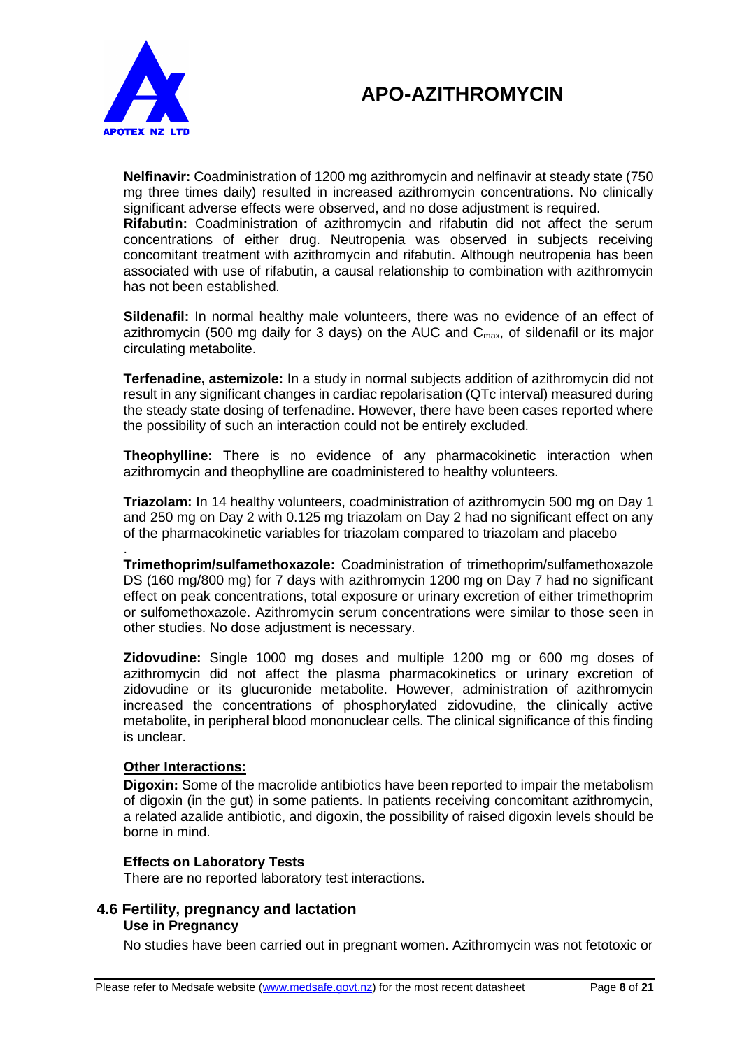**Nelfinavir:** Coadministration of 1200 mg azithromycin and nelfinavir at steady state (750 mg three times daily) resulted in increased azithromycin concentrations. No clinically significant adverse effects were observed, and no dose adjustment is required.
**Rifabutin:** Coadministration of azithromycin and rifabutin did not affect the serum concentrations of either drug. Neutropenia was observed in subjects receiving concomitant treatment with azithromycin and rifabutin. Although neutropenia has been associated with use of rifabutin, a causal relationship to combination with azithromycin has not been established.

**Sildenafil:** In normal healthy male volunteers, there was no evidence of an effect of azithromycin (500 mg daily for 3 days) on the AUC and $C_{max}$, of sildenafil or its major circulating metabolite.

**Terfenadine, astemizole:** In a study in normal subjects addition of azithromycin did not result in any significant changes in cardiac repolarisation (QTc interval) measured during the steady state dosing of terfenadine. However, there have been cases reported where the possibility of such an interaction could not be entirely excluded.

**Theophylline:** There is no evidence of any pharmacokinetic interaction when azithromycin and theophylline are coadministered to healthy volunteers.

**Triazolam:** In 14 healthy volunteers, coadministration of azithromycin 500 mg on Day 1 and 250 mg on Day 2 with 0.125 mg triazolam on Day 2 had no significant effect on any of the pharmacokinetic variables for triazolam compared to triazolam and placebo

.
**Trimethoprim/sulfamethoxazole:** Coadministration of trimethoprim/sulfamethoxazole DS (160 mg/800 mg) for 7 days with azithromycin 1200 mg on Day 7 had no significant effect on peak concentrations, total exposure or urinary excretion of either trimethoprim or sulfomethoxazole. Azithromycin serum concentrations were similar to those seen in other studies. No dose adjustment is necessary.

**Zidovudine:** Single 1000 mg doses and multiple 1200 mg or 600 mg doses of azithromycin did not affect the plasma pharmacokinetics or urinary excretion of zidovudine or its glucuronide metabolite. However, administration of azithromycin increased the concentrations of phosphorylated zidovudine, the clinically active metabolite, in peripheral blood mononuclear cells. The clinical significance of this finding is unclear.

**Other Interactions:**

**Digoxin:** Some of the macrolide antibiotics have been reported to impair the metabolism of digoxin (in the gut) in some patients. In patients receiving concomitant azithromycin, a related azalide antibiotic, and digoxin, the possibility of raised digoxin levels should be borne in mind.

**Effects on Laboratory Tests**

There are no reported laboratory test interactions.

## 4.6 Fertility, pregnancy and lactation

**Use in Pregnancy**

No studies have been carried out in pregnant women. Azithromycin was not fetotoxic or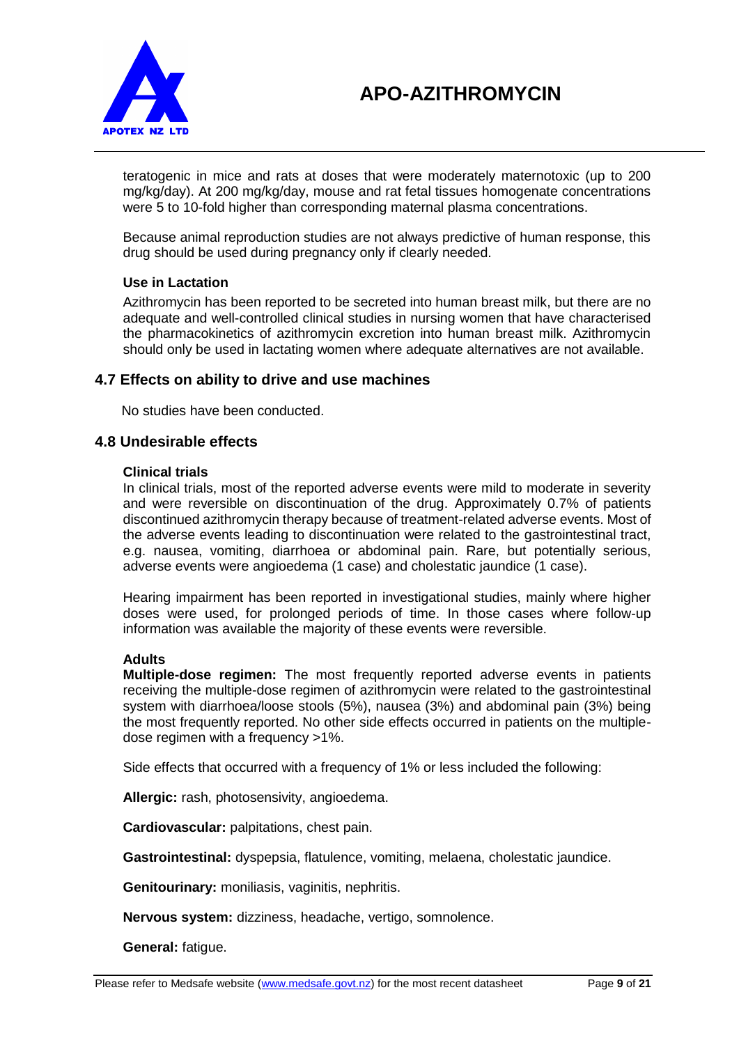teratogenic in mice and rats at doses that were moderately maternotoxic (up to 200 mg/kg/day). At 200 mg/kg/day, mouse and rat fetal tissues homogenate concentrations were 5 to 10-fold higher than corresponding maternal plasma concentrations.

Because animal reproduction studies are not always predictive of human response, this drug should be used during pregnancy only if clearly needed.

**Use in Lactation**

Azithromycin has been reported to be secreted into human breast milk, but there are no adequate and well-controlled clinical studies in nursing women that have characterised the pharmacokinetics of azithromycin excretion into human breast milk. Azithromycin should only be used in lactating women where adequate alternatives are not available.

## 4.7 Effects on ability to drive and use machines

No studies have been conducted.

## 4.8 Undesirable effects

**Clinical trials**

In clinical trials, most of the reported adverse events were mild to moderate in severity and were reversible on discontinuation of the drug. Approximately 0.7% of patients discontinued azithromycin therapy because of treatment-related adverse events. Most of the adverse events leading to discontinuation were related to the gastrointestinal tract, e.g. nausea, vomiting, diarrhoea or abdominal pain. Rare, but potentially serious, adverse events were angioedema (1 case) and cholestatic jaundice (1 case).

Hearing impairment has been reported in investigational studies, mainly where higher doses were used, for prolonged periods of time. In those cases where follow-up information was available the majority of these events were reversible.

**Adults**

**Multiple-dose regimen:** The most frequently reported adverse events in patients receiving the multiple-dose regimen of azithromycin were related to the gastrointestinal system with diarrhoea/loose stools (5%), nausea (3%) and abdominal pain (3%) being the most frequently reported. No other side effects occurred in patients on the multiple-dose regimen with a frequency >1%.

Side effects that occurred with a frequency of 1% or less included the following:

**Allergic:** rash, photosensivity, angioedema.

**Cardiovascular:** palpitations, chest pain.

**Gastrointestinal:** dyspepsia, flatulence, vomiting, melaena, cholestatic jaundice.

**Genitourinary:** moniliasis, vaginitis, nephritis.

**Nervous system:** dizziness, headache, vertigo, somnolence.

**General:** fatigue.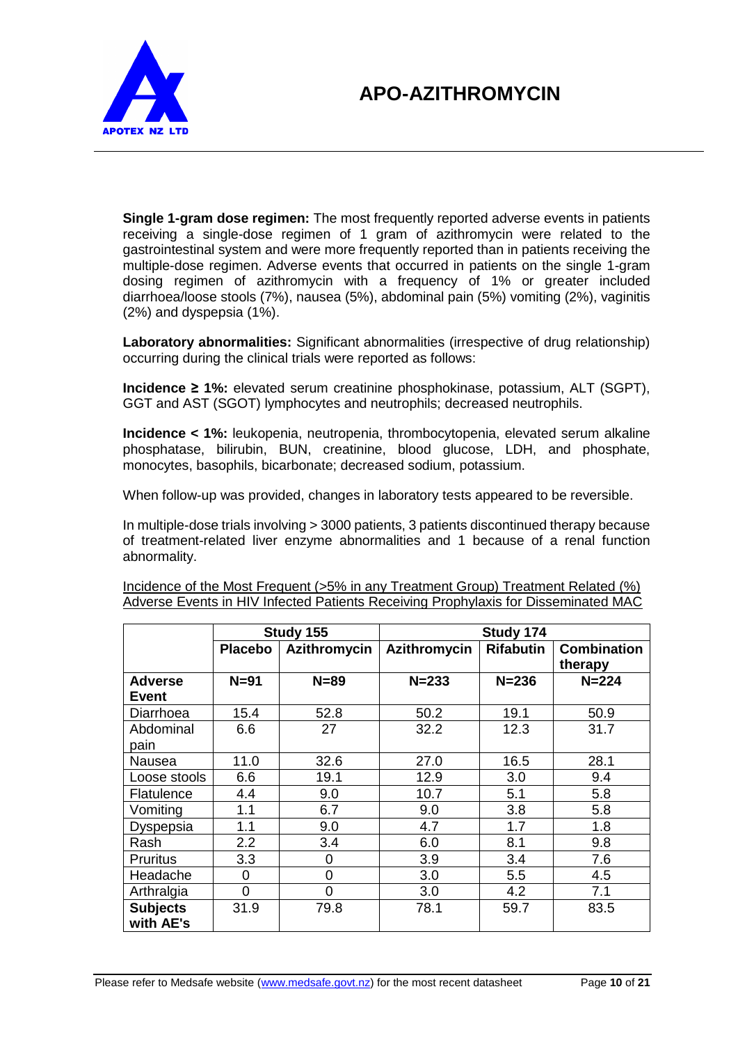**Single 1-gram dose regimen:** The most frequently reported adverse events in patients receiving a single-dose regimen of 1 gram of azithromycin were related to the gastrointestinal system and were more frequently reported than in patients receiving the multiple-dose regimen. Adverse events that occurred in patients on the single 1-gram dosing regimen of azithromycin with a frequency of 1% or greater included diarrhoea/loose stools (7%), nausea (5%), abdominal pain (5%) vomiting (2%), vaginitis (2%) and dyspepsia (1%).

**Laboratory abnormalities:** Significant abnormalities (irrespective of drug relationship) occurring during the clinical trials were reported as follows:

**Incidence ≥ 1%:** elevated serum creatinine phosphokinase, potassium, ALT (SGPT), GGT and AST (SGOT) lymphocytes and neutrophils; decreased neutrophils.

**Incidence < 1%:** leukopenia, neutropenia, thrombocytopenia, elevated serum alkaline phosphatase, bilirubin, BUN, creatinine, blood glucose, LDH, and phosphate, monocytes, basophils, bicarbonate; decreased sodium, potassium.

When follow-up was provided, changes in laboratory tests appeared to be reversible.

In multiple-dose trials involving > 3000 patients, 3 patients discontinued therapy because of treatment-related liver enzyme abnormalities and 1 because of a renal function abnormality.

Incidence of the Most Frequent (>5% in any Treatment Group) Treatment Related (%) Adverse Events in HIV Infected Patients Receiving Prophylaxis for Disseminated MAC

| | Study 155 | | Study 174 | | |
|---|---|---|---|---|---|
| | **Placebo** | **Azithromycin** | **Azithromycin** | **Rifabutin** | **Combination therapy** |
| **Adverse Event** | **N=91** | **N=89** | **N=233** | **N=236** | **N=224** |
| Diarrhoea | 15.4 | 52.8 | 50.2 | 19.1 | 50.9 |
| Abdominal pain | 6.6 | 27 | 32.2 | 12.3 | 31.7 |
| Nausea | 11.0 | 32.6 | 27.0 | 16.5 | 28.1 |
| Loose stools | 6.6 | 19.1 | 12.9 | 3.0 | 9.4 |
| Flatulence | 4.4 | 9.0 | 10.7 | 5.1 | 5.8 |
| Vomiting | 1.1 | 6.7 | 9.0 | 3.8 | 5.8 |
| Dyspepsia | 1.1 | 9.0 | 4.7 | 1.7 | 1.8 |
| Rash | 2.2 | 3.4 | 6.0 | 8.1 | 9.8 |
| Pruritus | 3.3 | 0 | 3.9 | 3.4 | 7.6 |
| Headache | 0 | 0 | 3.0 | 5.5 | 4.5 |
| Arthralgia | 0 | 0 | 3.0 | 4.2 | 7.1 |
| **Subjects with AE's** | 31.9 | 79.8 | 78.1 | 59.7 | 83.5 |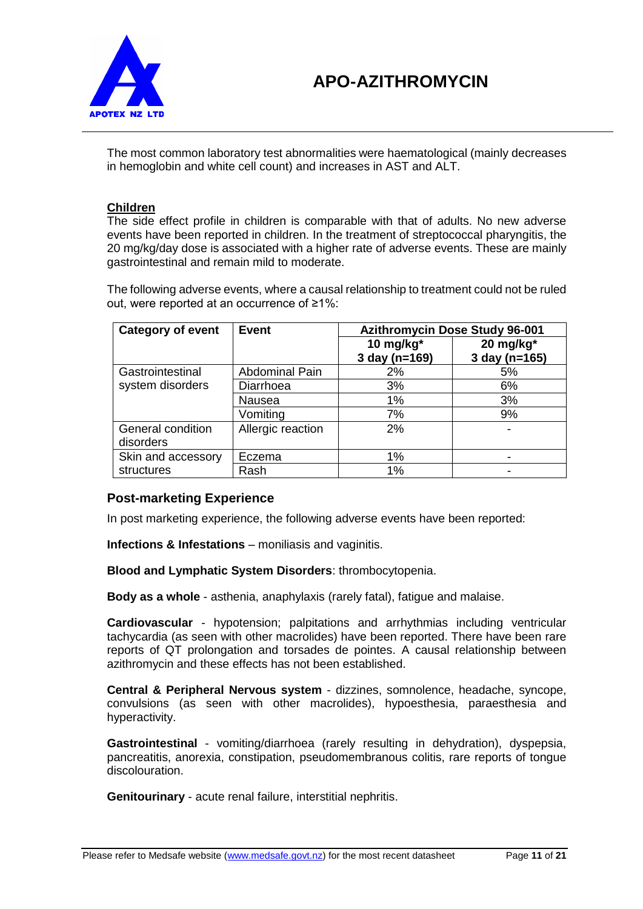The most common laboratory test abnormalities were haematological (mainly decreases in hemoglobin and white cell count) and increases in AST and ALT.

**Children**

The side effect profile in children is comparable with that of adults. No new adverse events have been reported in children. In the treatment of streptococcal pharyngitis, the 20 mg/kg/day dose is associated with a higher rate of adverse events. These are mainly gastrointestinal and remain mild to moderate.

The following adverse events, where a causal relationship to treatment could not be ruled out, were reported at an occurrence of ≥1%:

| Category of event | Event | Azithromycin Dose Study 96-001 | |
|---|---|---|---|
| | | 10 mg/kg* 3 day (n=169) | 20 mg/kg* 3 day (n=165) |
| Gastrointestinal system disorders | Abdominal Pain | 2% | 5% |
| | Diarrhoea | 3% | 6% |
| | Nausea | 1% | 3% |
| | Vomiting | 7% | 9% |
| General condition disorders | Allergic reaction | 2% | - |
| Skin and accessory structures | Eczema | 1% | - |
| | Rash | 1% | - |

## Post-marketing Experience

In post marketing experience, the following adverse events have been reported:

**Infections & Infestations** – moniliasis and vaginitis.

**Blood and Lymphatic System Disorders**: thrombocytopenia.

**Body as a whole** - asthenia, anaphylaxis (rarely fatal), fatigue and malaise.

**Cardiovascular** - hypotension; palpitations and arrhythmias including ventricular tachycardia (as seen with other macrolides) have been reported. There have been rare reports of QT prolongation and torsades de pointes. A causal relationship between azithromycin and these effects has not been established.

**Central & Peripheral Nervous system** - dizzines, somnolence, headache, syncope, convulsions (as seen with other macrolides), hypoesthesia, paraesthesia and hyperactivity.

**Gastrointestinal** - vomiting/diarrhoea (rarely resulting in dehydration), dyspepsia, pancreatitis, anorexia, constipation, pseudomembranous colitis, rare reports of tongue discolouration.

**Genitourinary** - acute renal failure, interstitial nephritis.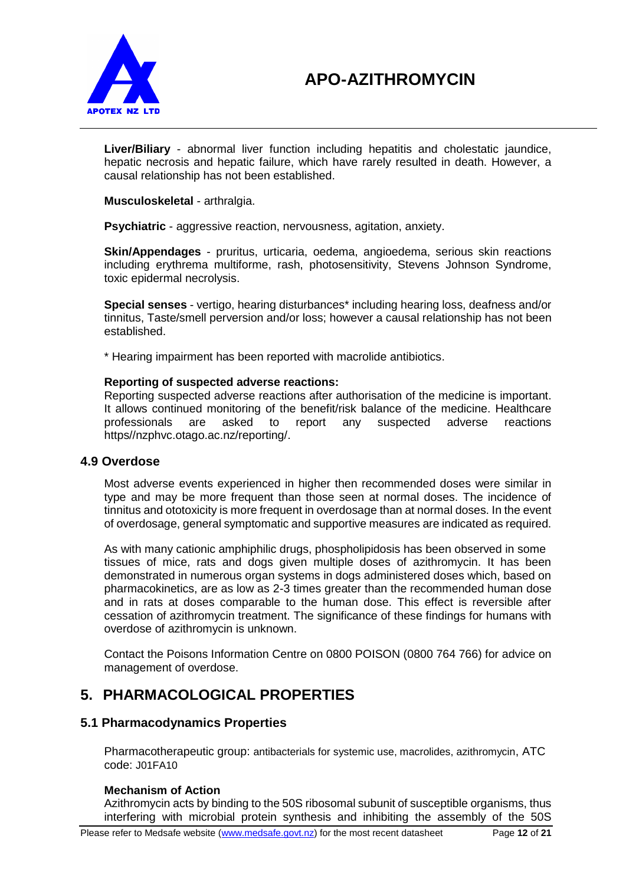**Liver/Biliary** - abnormal liver function including hepatitis and cholestatic jaundice, hepatic necrosis and hepatic failure, which have rarely resulted in death. However, a causal relationship has not been established.

**Musculoskeletal** - arthralgia.

**Psychiatric** - aggressive reaction, nervousness, agitation, anxiety.

**Skin/Appendages** - pruritus, urticaria, oedema, angioedema, serious skin reactions including erythrema multiforme, rash, photosensitivity, Stevens Johnson Syndrome, toxic epidermal necrolysis.

**Special senses** - vertigo, hearing disturbances* including hearing loss, deafness and/or tinnitus, Taste/smell perversion and/or loss; however a causal relationship has not been established.

* Hearing impairment has been reported with macrolide antibiotics.

**Reporting of suspected adverse reactions:**
Reporting suspected adverse reactions after authorisation of the medicine is important. It allows continued monitoring of the benefit/risk balance of the medicine. Healthcare professionals are asked to report any suspected adverse reactions https//nzphvc.otago.ac.nz/reporting/.

### 4.9 Overdose

Most adverse events experienced in higher then recommended doses were similar in type and may be more frequent than those seen at normal doses. The incidence of tinnitus and ototoxicity is more frequent in overdosage than at normal doses. In the event of overdosage, general symptomatic and supportive measures are indicated as required.

As with many cationic amphiphilic drugs, phospholipidosis has been observed in some tissues of mice, rats and dogs given multiple doses of azithromycin. It has been demonstrated in numerous organ systems in dogs administered doses which, based on pharmacokinetics, are as low as 2-3 times greater than the recommended human dose and in rats at doses comparable to the human dose. This effect is reversible after cessation of azithromycin treatment. The significance of these findings for humans with overdose of azithromycin is unknown.

Contact the Poisons Information Centre on 0800 POISON (0800 764 766) for advice on management of overdose.

## 5. PHARMACOLOGICAL PROPERTIES

### 5.1 Pharmacodynamics Properties

Pharmacotherapeutic group: antibacterials for systemic use, macrolides, azithromycin, ATC code: J01FA10

**Mechanism of Action**
Azithromycin acts by binding to the 50S ribosomal subunit of susceptible organisms, thus interfering with microbial protein synthesis and inhibiting the assembly of the 50S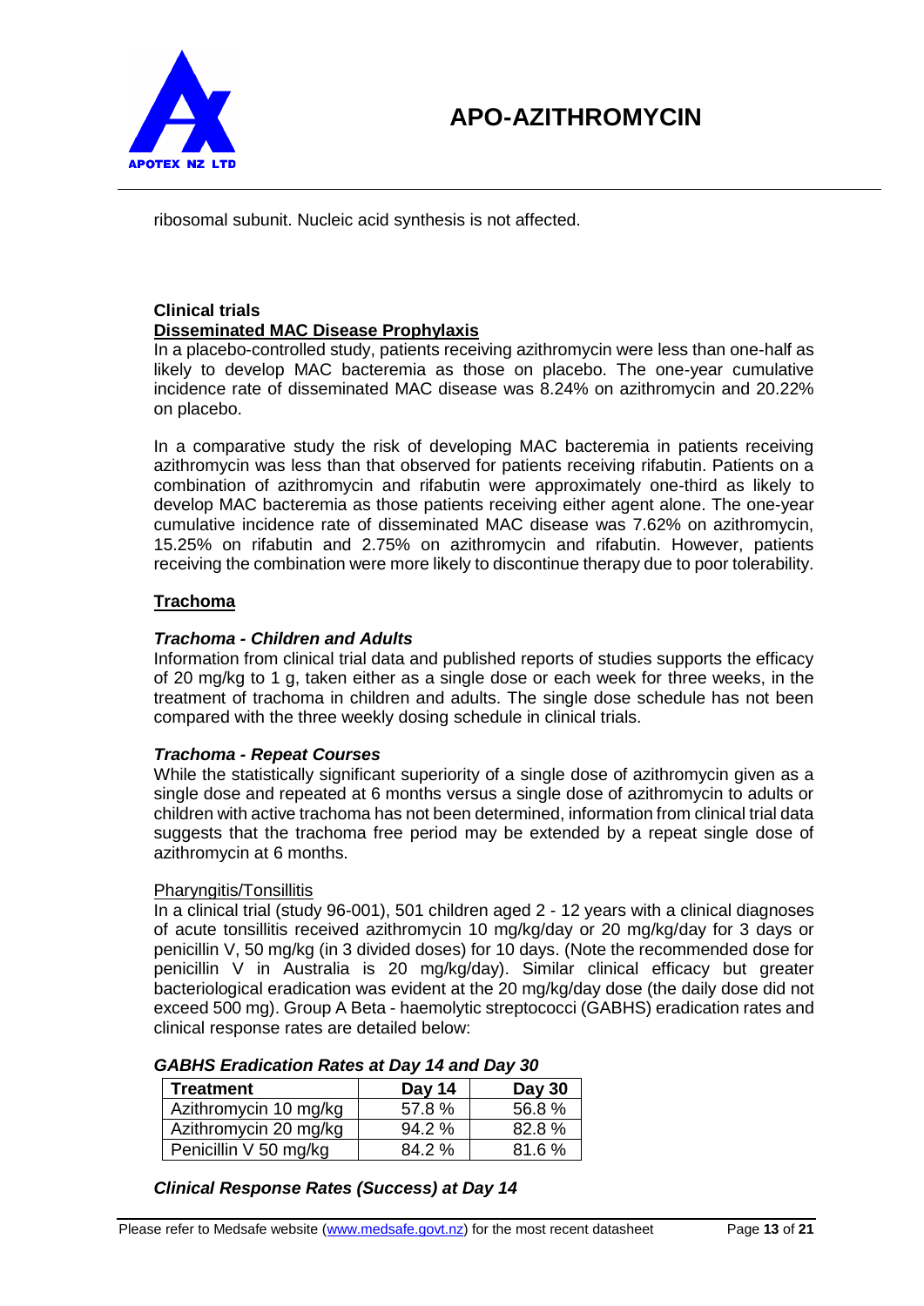ribosomal subunit. Nucleic acid synthesis is not affected.

**Clinical trials**

**Disseminated MAC Disease Prophylaxis**

In a placebo-controlled study, patients receiving azithromycin were less than one-half as likely to develop MAC bacteremia as those on placebo. The one-year cumulative incidence rate of disseminated MAC disease was 8.24% on azithromycin and 20.22% on placebo.

In a comparative study the risk of developing MAC bacteremia in patients receiving azithromycin was less than that observed for patients receiving rifabutin. Patients on a combination of azithromycin and rifabutin were approximately one-third as likely to develop MAC bacteremia as those patients receiving either agent alone. The one-year cumulative incidence rate of disseminated MAC disease was 7.62% on azithromycin, 15.25% on rifabutin and 2.75% on azithromycin and rifabutin. However, patients receiving the combination were more likely to discontinue therapy due to poor tolerability.

**Trachoma**

***Trachoma - Children and Adults***

Information from clinical trial data and published reports of studies supports the efficacy of 20 mg/kg to 1 g, taken either as a single dose or each week for three weeks, in the treatment of trachoma in children and adults. The single dose schedule has not been compared with the three weekly dosing schedule in clinical trials.

***Trachoma - Repeat Courses***

While the statistically significant superiority of a single dose of azithromycin given as a single dose and repeated at 6 months versus a single dose of azithromycin to adults or children with active trachoma has not been determined, information from clinical trial data suggests that the trachoma free period may be extended by a repeat single dose of azithromycin at 6 months.

Pharyngitis/Tonsillitis

In a clinical trial (study 96-001), 501 children aged 2 - 12 years with a clinical diagnoses of acute tonsillitis received azithromycin 10 mg/kg/day or 20 mg/kg/day for 3 days or penicillin V, 50 mg/kg (in 3 divided doses) for 10 days. (Note the recommended dose for penicillin V in Australia is 20 mg/kg/day). Similar clinical efficacy but greater bacteriological eradication was evident at the 20 mg/kg/day dose (the daily dose did not exceed 500 mg). Group A Beta - haemolytic streptococci (GABHS) eradication rates and clinical response rates are detailed below:

***GABHS Eradication Rates at Day 14 and Day 30***

| Treatment | Day 14 | Day 30 |
|---|---|---|
| Azithromycin 10 mg/kg | 57.8 % | 56.8 % |
| Azithromycin 20 mg/kg | 94.2 % | 82.8 % |
| Penicillin V 50 mg/kg | 84.2 % | 81.6 % |

***Clinical Response Rates (Success) at Day 14***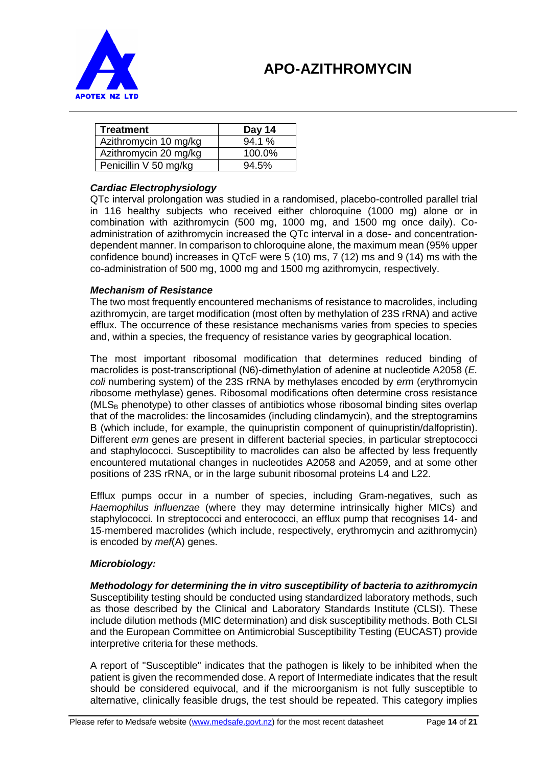| Treatment | Day 14 |
|---|---|
| Azithromycin 10 mg/kg | 94.1 % |
| Azithromycin 20 mg/kg | 100.0% |
| Penicillin V 50 mg/kg | 94.5% |

***Cardiac Electrophysiology***

QTc interval prolongation was studied in a randomised, placebo-controlled parallel trial in 116 healthy subjects who received either chloroquine (1000 mg) alone or in combination with azithromycin (500 mg, 1000 mg, and 1500 mg once daily). Co-administration of azithromycin increased the QTc interval in a dose- and concentration-dependent manner. In comparison to chloroquine alone, the maximum mean (95% upper confidence bound) increases in QTcF were 5 (10) ms, 7 (12) ms and 9 (14) ms with the co-administration of 500 mg, 1000 mg and 1500 mg azithromycin, respectively.

***Mechanism of Resistance***

The two most frequently encountered mechanisms of resistance to macrolides, including azithromycin, are target modification (most often by methylation of 23S rRNA) and active efflux. The occurrence of these resistance mechanisms varies from species to species and, within a species, the frequency of resistance varies by geographical location.

The most important ribosomal modification that determines reduced binding of macrolides is post-transcriptional (N6)-dimethylation of adenine at nucleotide A2058 (*E. coli* numbering system) of the 23S rRNA by methylases encoded by *erm* (*e*rythromycin *r*ibosome *m*ethylase) genes. Ribosomal modifications often determine cross resistance ($MLS_B$ phenotype) to other classes of antibiotics whose ribosomal binding sites overlap that of the macrolides: the lincosamides (including clindamycin), and the streptogramins B (which include, for example, the quinupristin component of quinupristin/dalfopristin). Different *erm* genes are present in different bacterial species, in particular streptococci and staphylococci. Susceptibility to macrolides can also be affected by less frequently encountered mutational changes in nucleotides A2058 and A2059, and at some other positions of 23S rRNA, or in the large subunit ribosomal proteins L4 and L22.

Efflux pumps occur in a number of species, including Gram-negatives, such as *Haemophilus influenzae* (where they may determine intrinsically higher MICs) and staphylococci. In streptococci and enterococci, an efflux pump that recognises 14- and 15-membered macrolides (which include, respectively, erythromycin and azithromycin) is encoded by *mef*(A) genes.

***Microbiology:***

***Methodology for determining the in vitro susceptibility of bacteria to azithromycin***

Susceptibility testing should be conducted using standardized laboratory methods, such as those described by the Clinical and Laboratory Standards Institute (CLSI). These include dilution methods (MIC determination) and disk susceptibility methods. Both CLSI and the European Committee on Antimicrobial Susceptibility Testing (EUCAST) provide interpretive criteria for these methods.

A report of "Susceptible" indicates that the pathogen is likely to be inhibited when the patient is given the recommended dose. A report of Intermediate indicates that the result should be considered equivocal, and if the microorganism is not fully susceptible to alternative, clinically feasible drugs, the test should be repeated. This category implies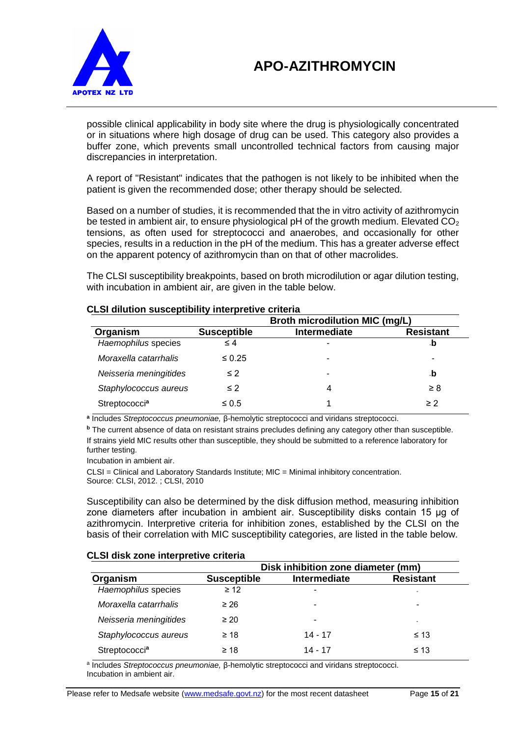possible clinical applicability in body site where the drug is physiologically concentrated or in situations where high dosage of drug can be used. This category also provides a buffer zone, which prevents small uncontrolled technical factors from causing major discrepancies in interpretation.

A report of "Resistant" indicates that the pathogen is not likely to be inhibited when the patient is given the recommended dose; other therapy should be selected.

Based on a number of studies, it is recommended that the in vitro activity of azithromycin be tested in ambient air, to ensure physiological pH of the growth medium. Elevated $CO_2$ tensions, as often used for streptococci and anaerobes, and occasionally for other species, results in a reduction in the pH of the medium. This has a greater adverse effect on the apparent potency of azithromycin than on that of other macrolides.

The CLSI susceptibility breakpoints, based on broth microdilution or agar dilution testing, with incubation in ambient air, are given in the table below.

**CLSI dilution susceptibility interpretive criteria**

| | Broth microdilution MIC (mg/L) | | |
|---|---|---|---|
| **Organism** | **Susceptible** | **Intermediate** | **Resistant** |
| *Haemophilus* species | ≤ 4 | - | -**b** |
| *Moraxella catarrhalis* | ≤ 0.25 | - | - |
| *Neisseria meningitides* | ≤ 2 | - | -**b** |
| *Staphylococcus aureus* | ≤ 2 | 4 | ≥ 8 |
| Streptococci[a] | ≤ 0.5 | 1 | ≥ 2 |

[a] Includes *Streptococcus pneumoniae,* β-hemolytic streptococci and viridans streptococci.

[b] The current absence of data on resistant strains precludes defining any category other than susceptible. If strains yield MIC results other than susceptible, they should be submitted to a reference laboratory for further testing.

Incubation in ambient air.

CLSI = Clinical and Laboratory Standards Institute; MIC = Minimal inhibitory concentration.
Source: CLSI, 2012. ; CLSI, 2010

Susceptibility can also be determined by the disk diffusion method, measuring inhibition zone diameters after incubation in ambient air. Susceptibility disks contain 15 µg of azithromycin. Interpretive criteria for inhibition zones, established by the CLSI on the basis of their correlation with MIC susceptibility categories, are listed in the table below.

**CLSI disk zone interpretive criteria**

| | Disk inhibition zone diameter (mm) | | |
|---|---|---|---|
| **Organism** | **Susceptible** | **Intermediate** | **Resistant** |
| *Haemophilus* species | ≥ 12 | - | - |
| *Moraxella catarrhalis* | ≥ 26 | - | - |
| *Neisseria meningitides* | ≥ 20 | - | - |
| *Staphylococcus aureus* | ≥ 18 | 14 - 17 | ≤ 13 |
| Streptococci[a] | ≥ 18 | 14 - 17 | ≤ 13 |

[a] Includes *Streptococcus pneumoniae,* β-hemolytic streptococci and viridans streptococci.
Incubation in ambient air.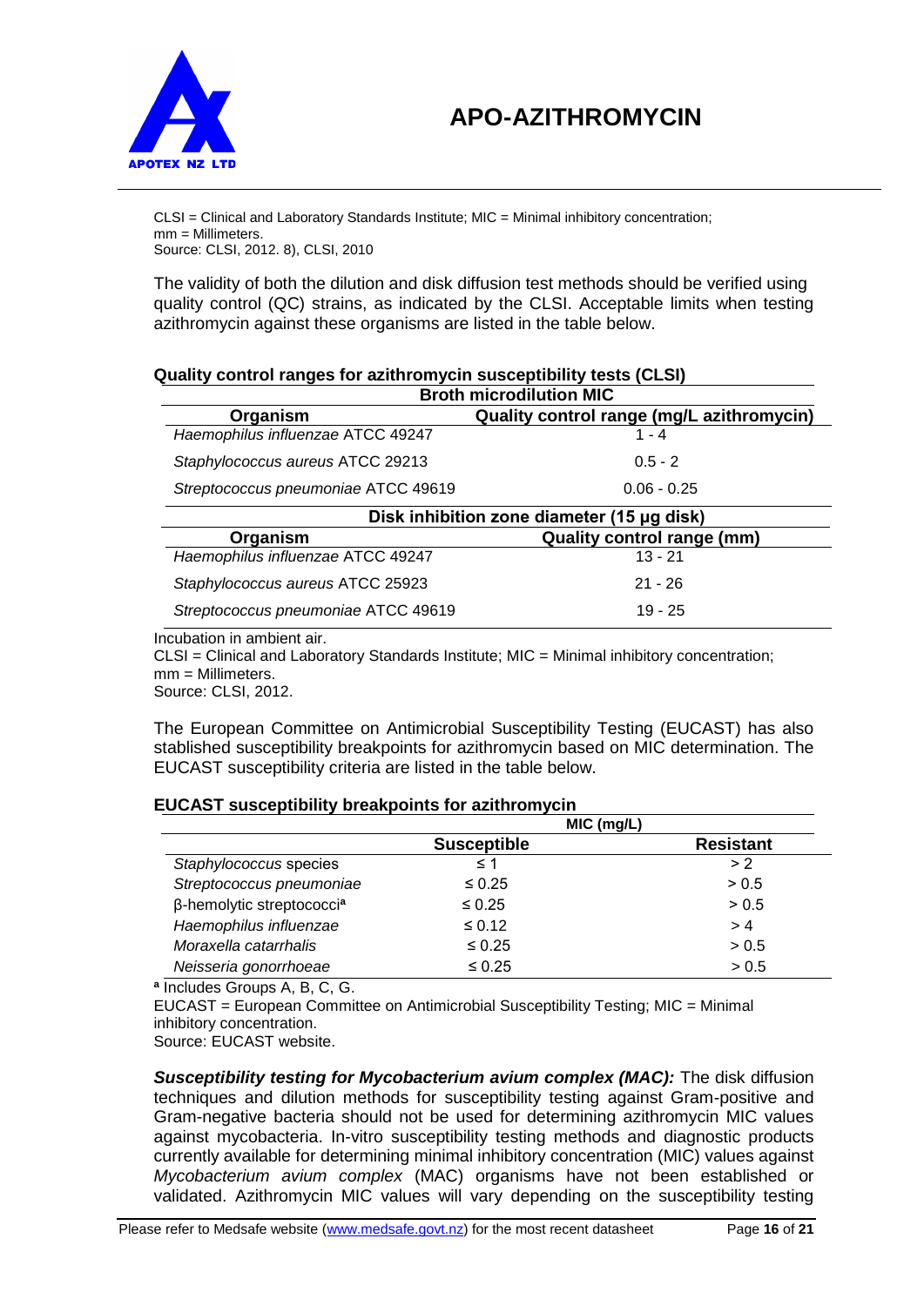CLSI = Clinical and Laboratory Standards Institute; MIC = Minimal inhibitory concentration; mm = Millimeters.
Source: CLSI, 2012. 8), CLSI, 2010

The validity of both the dilution and disk diffusion test methods should be verified using quality control (QC) strains, as indicated by the CLSI. Acceptable limits when testing azithromycin against these organisms are listed in the table below.

**Quality control ranges for azithromycin susceptibility tests (CLSI)**

| Broth microdilution MIC | |
|---|---|
| **Organism** | **Quality control range (mg/L azithromycin)** |
| *Haemophilus influenzae* ATCC 49247 | 1 - 4 |
| *Staphylococcus aureus* ATCC 29213 | 0.5 - 2 |
| *Streptococcus pneumoniae* ATCC 49619 | 0.06 - 0.25 |
| **Disk inhibition zone diameter (15 µg disk)** | |
| **Organism** | **Quality control range (mm)** |
| *Haemophilus influenzae* ATCC 49247 | 13 - 21 |
| *Staphylococcus aureus* ATCC 25923 | 21 - 26 |
| *Streptococcus pneumoniae* ATCC 49619 | 19 - 25 |

Incubation in ambient air.
CLSI = Clinical and Laboratory Standards Institute; MIC = Minimal inhibitory concentration; mm = Millimeters.
Source: CLSI, 2012.

The European Committee on Antimicrobial Susceptibility Testing (EUCAST) has also stablished susceptibility breakpoints for azithromycin based on MIC determination. The EUCAST susceptibility criteria are listed in the table below.

**EUCAST susceptibility breakpoints for azithromycin**

| | MIC (mg/L) | |
|---|---|---|
| | **Susceptible** | **Resistant** |
| *Staphylococcus* species | ≤ 1 | > 2 |
| *Streptococcus pneumoniae* | ≤ 0.25 | > 0.5 |
| β-hemolytic streptococci[a] | ≤ 0.25 | > 0.5 |
| *Haemophilus influenzae* | ≤ 0.12 | > 4 |
| *Moraxella catarrhalis* | ≤ 0.25 | > 0.5 |
| *Neisseria gonorrhoeae* | ≤ 0.25 | > 0.5 |

[a] Includes Groups A, B, C, G.
EUCAST = European Committee on Antimicrobial Susceptibility Testing; MIC = Minimal inhibitory concentration.
Source: EUCAST website.

***Susceptibility testing for Mycobacterium avium complex (MAC):*** The disk diffusion techniques and dilution methods for susceptibility testing against Gram-positive and Gram-negative bacteria should not be used for determining azithromycin MIC values against mycobacteria. In-vitro susceptibility testing methods and diagnostic products currently available for determining minimal inhibitory concentration (MIC) values against *Mycobacterium avium complex* (MAC) organisms have not been established or validated. Azithromycin MIC values will vary depending on the susceptibility testing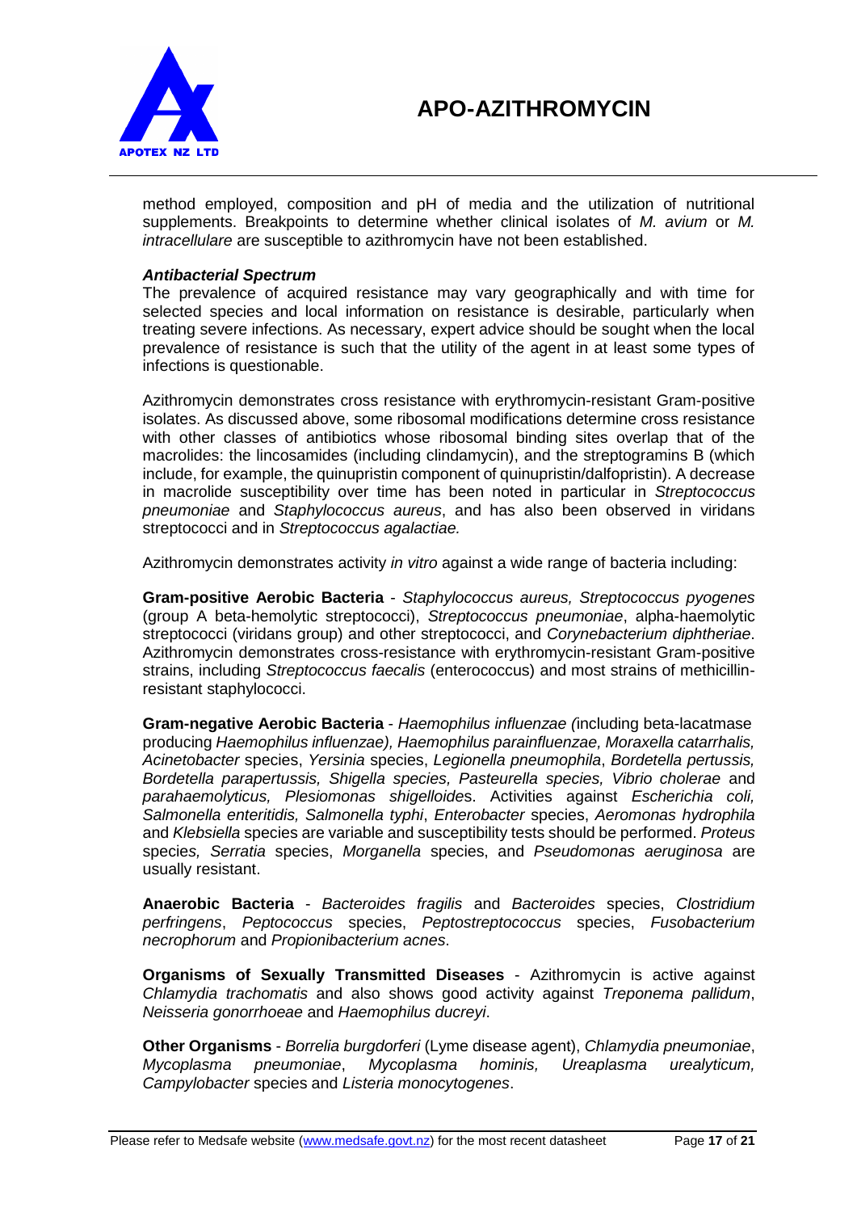method employed, composition and pH of media and the utilization of nutritional supplements. Breakpoints to determine whether clinical isolates of *M. avium* or *M. intracellulare* are susceptible to azithromycin have not been established.

***Antibacterial Spectrum***

The prevalence of acquired resistance may vary geographically and with time for selected species and local information on resistance is desirable, particularly when treating severe infections. As necessary, expert advice should be sought when the local prevalence of resistance is such that the utility of the agent in at least some types of infections is questionable.

Azithromycin demonstrates cross resistance with erythromycin-resistant Gram-positive isolates. As discussed above, some ribosomal modifications determine cross resistance with other classes of antibiotics whose ribosomal binding sites overlap that of the macrolides: the lincosamides (including clindamycin), and the streptogramins B (which include, for example, the quinupristin component of quinupristin/dalfopristin). A decrease in macrolide susceptibility over time has been noted in particular in *Streptococcus pneumoniae* and *Staphylococcus aureus*, and has also been observed in viridans streptococci and in *Streptococcus agalactiae.*

Azithromycin demonstrates activity *in vitro* against a wide range of bacteria including:

**Gram-positive Aerobic Bacteria** - *Staphylococcus aureus, Streptococcus pyogenes* (group A beta-hemolytic streptococci), *Streptococcus pneumoniae*, alpha-haemolytic streptococci (viridans group) and other streptococci, and *Corynebacterium diphtheriae*. Azithromycin demonstrates cross-resistance with erythromycin-resistant Gram-positive strains, including *Streptococcus faecalis* (enterococcus) and most strains of methicillin-resistant staphylococci.

**Gram-negative Aerobic Bacteria** - *Haemophilus influenzae (*including beta-lacatmase producing *Haemophilus influenzae), Haemophilus parainfluenzae, Moraxella catarrhalis, Acinetobacter* species, *Yersinia* species, *Legionella pneumophila*, *Bordetella pertussis, Bordetella parapertussis, Shigella species, Pasteurella species, Vibrio cholerae* and *parahaemolyticus, Plesiomonas shigelloide*s. Activities against *Escherichia coli, Salmonella enteritidis, Salmonella typhi*, *Enterobacter* species, *Aeromonas hydrophila* and *Klebsiella* species are variable and susceptibility tests should be performed. *Proteus* species*, Serratia* species, *Morganella* species, and *Pseudomonas aeruginosa* are usually resistant.

**Anaerobic Bacteria** - *Bacteroides fragilis* and *Bacteroides* species, *Clostridium perfringens*, *Peptococcus* species, *Peptostreptococcus* species, *Fusobacterium necrophorum* and *Propionibacterium acnes*.

**Organisms of Sexually Transmitted Diseases** - Azithromycin is active against *Chlamydia trachomatis* and also shows good activity against *Treponema pallidum*, *Neisseria gonorrhoeae* and *Haemophilus ducreyi*.

**Other Organisms** - *Borrelia burgdorferi* (Lyme disease agent), *Chlamydia pneumoniae*, *Mycoplasma pneumoniae*, *Mycoplasma hominis, Ureaplasma urealyticum, Campylobacter* species and *Listeria monocytogenes*.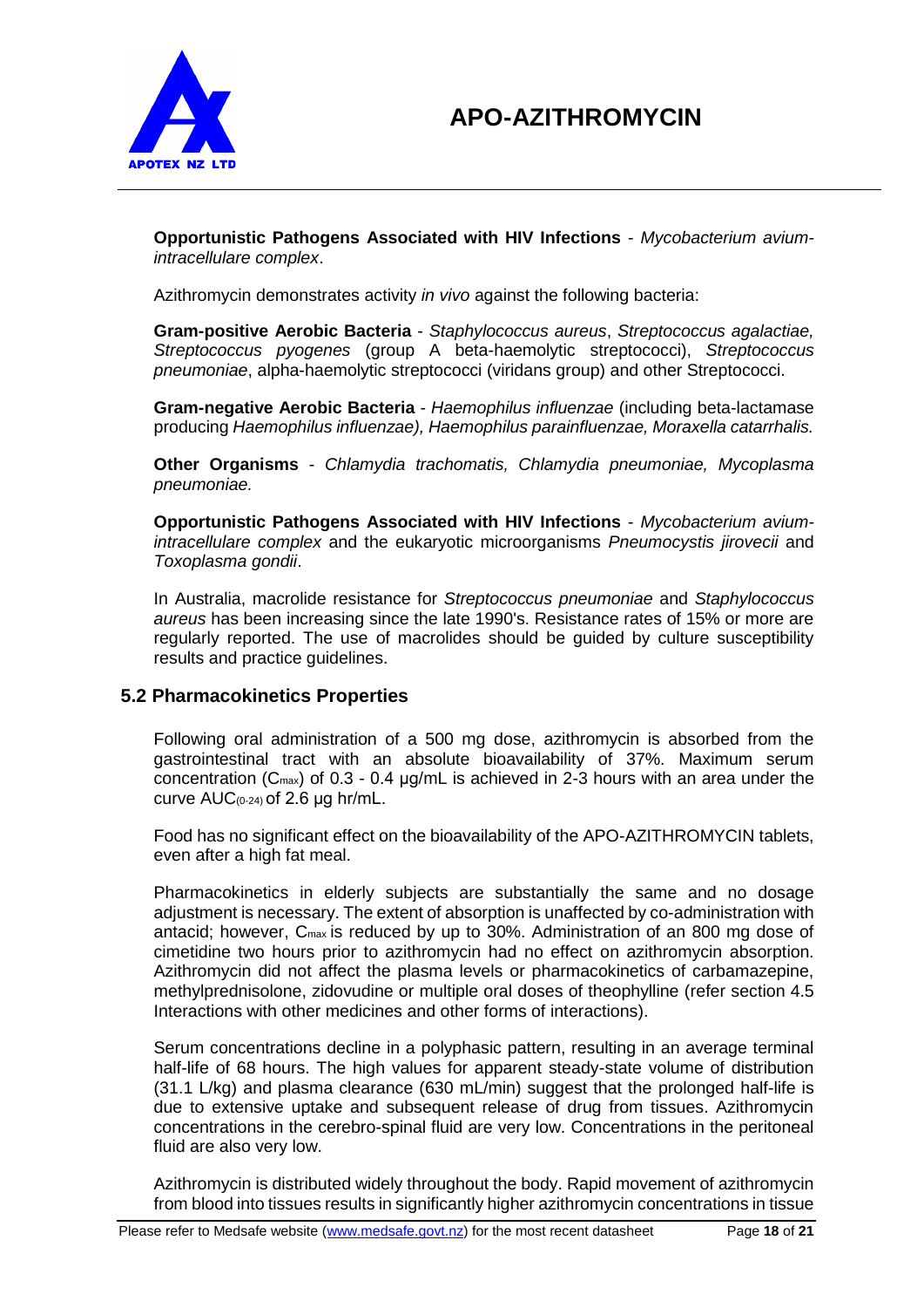**Opportunistic Pathogens Associated with HIV Infections** - *Mycobacterium avium-intracellulare complex*.

Azithromycin demonstrates activity *in vivo* against the following bacteria:

**Gram-positive Aerobic Bacteria** - *Staphylococcus aureus*, *Streptococcus agalactiae, Streptococcus pyogenes* (group A beta-haemolytic streptococci), *Streptococcus pneumoniae*, alpha-haemolytic streptococci (viridans group) and other Streptococci.

**Gram-negative Aerobic Bacteria** - *Haemophilus influenzae* (including beta-lactamase producing *Haemophilus influenzae), Haemophilus parainfluenzae, Moraxella catarrhalis.*

**Other Organisms** - *Chlamydia trachomatis, Chlamydia pneumoniae, Mycoplasma pneumoniae.*

**Opportunistic Pathogens Associated with HIV Infections** - *Mycobacterium avium-intracellulare complex* and the eukaryotic microorganisms *Pneumocystis jirovecii* and *Toxoplasma gondii*.

In Australia, macrolide resistance for *Streptococcus pneumoniae* and *Staphylococcus aureus* has been increasing since the late 1990's. Resistance rates of 15% or more are regularly reported. The use of macrolides should be guided by culture susceptibility results and practice guidelines.

## 5.2 Pharmacokinetics Properties

Following oral administration of a 500 mg dose, azithromycin is absorbed from the gastrointestinal tract with an absolute bioavailability of 37%. Maximum serum concentration ($C_{max}$) of 0.3 - 0.4 µg/mL is achieved in 2-3 hours with an area under the curve $AUC_{(0-24)}$ of 2.6 µg hr/mL.

Food has no significant effect on the bioavailability of the APO-AZITHROMYCIN tablets, even after a high fat meal.

Pharmacokinetics in elderly subjects are substantially the same and no dosage adjustment is necessary. The extent of absorption is unaffected by co-administration with antacid; however, $C_{max}$ is reduced by up to 30%. Administration of an 800 mg dose of cimetidine two hours prior to azithromycin had no effect on azithromycin absorption. Azithromycin did not affect the plasma levels or pharmacokinetics of carbamazepine, methylprednisolone, zidovudine or multiple oral doses of theophylline (refer section 4.5 Interactions with other medicines and other forms of interactions).

Serum concentrations decline in a polyphasic pattern, resulting in an average terminal half-life of 68 hours. The high values for apparent steady-state volume of distribution (31.1 L/kg) and plasma clearance (630 mL/min) suggest that the prolonged half-life is due to extensive uptake and subsequent release of drug from tissues. Azithromycin concentrations in the cerebro-spinal fluid are very low. Concentrations in the peritoneal fluid are also very low.

Azithromycin is distributed widely throughout the body. Rapid movement of azithromycin from blood into tissues results in significantly higher azithromycin concentrations in tissue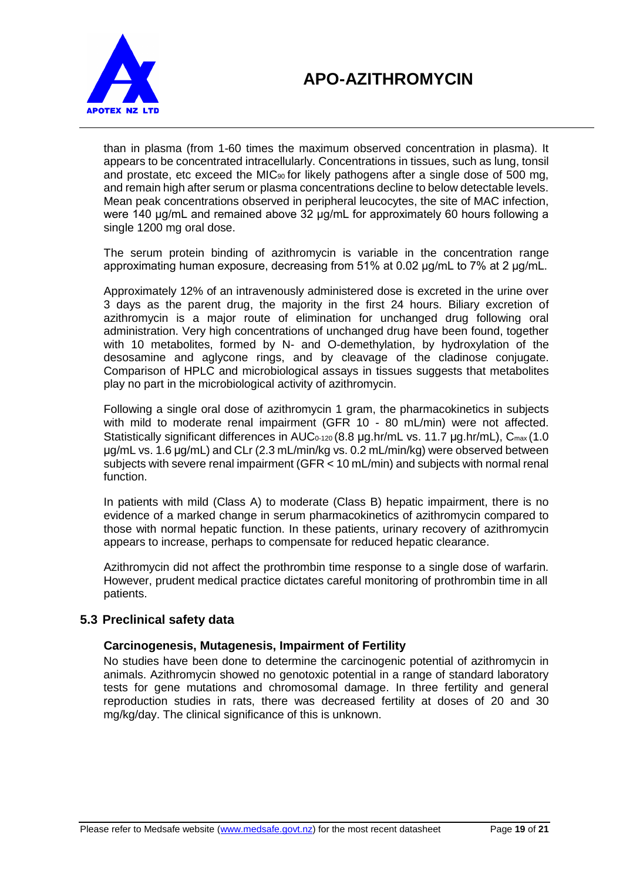than in plasma (from 1-60 times the maximum observed concentration in plasma). It appears to be concentrated intracellularly. Concentrations in tissues, such as lung, tonsil and prostate, etc exceed the $MIC_{90}$ for likely pathogens after a single dose of 500 mg, and remain high after serum or plasma concentrations decline to below detectable levels. Mean peak concentrations observed in peripheral leucocytes, the site of MAC infection, were 140 µg/mL and remained above 32 µg/mL for approximately 60 hours following a single 1200 mg oral dose.

The serum protein binding of azithromycin is variable in the concentration range approximating human exposure, decreasing from 51% at 0.02 µg/mL to 7% at 2 µg/mL.

Approximately 12% of an intravenously administered dose is excreted in the urine over 3 days as the parent drug, the majority in the first 24 hours. Biliary excretion of azithromycin is a major route of elimination for unchanged drug following oral administration. Very high concentrations of unchanged drug have been found, together with 10 metabolites, formed by N- and O-demethylation, by hydroxylation of the desosamine and aglycone rings, and by cleavage of the cladinose conjugate. Comparison of HPLC and microbiological assays in tissues suggests that metabolites play no part in the microbiological activity of azithromycin.

Following a single oral dose of azithromycin 1 gram, the pharmacokinetics in subjects with mild to moderate renal impairment (GFR 10 - 80 mL/min) were not affected. Statistically significant differences in $AUC_{0-120}$ (8.8 µg.hr/mL vs. 11.7 µg.hr/mL), $C_{max}$ (1.0 µg/mL vs. 1.6 µg/mL) and CLr (2.3 mL/min/kg vs. 0.2 mL/min/kg) were observed between subjects with severe renal impairment (GFR < 10 mL/min) and subjects with normal renal function.

In patients with mild (Class A) to moderate (Class B) hepatic impairment, there is no evidence of a marked change in serum pharmacokinetics of azithromycin compared to those with normal hepatic function. In these patients, urinary recovery of azithromycin appears to increase, perhaps to compensate for reduced hepatic clearance.

Azithromycin did not affect the prothrombin time response to a single dose of warfarin. However, prudent medical practice dictates careful monitoring of prothrombin time in all patients.

## 5.3 Preclinical safety data

### Carcinogenesis, Mutagenesis, Impairment of Fertility

No studies have been done to determine the carcinogenic potential of azithromycin in animals. Azithromycin showed no genotoxic potential in a range of standard laboratory tests for gene mutations and chromosomal damage. In three fertility and general reproduction studies in rats, there was decreased fertility at doses of 20 and 30 mg/kg/day. The clinical significance of this is unknown.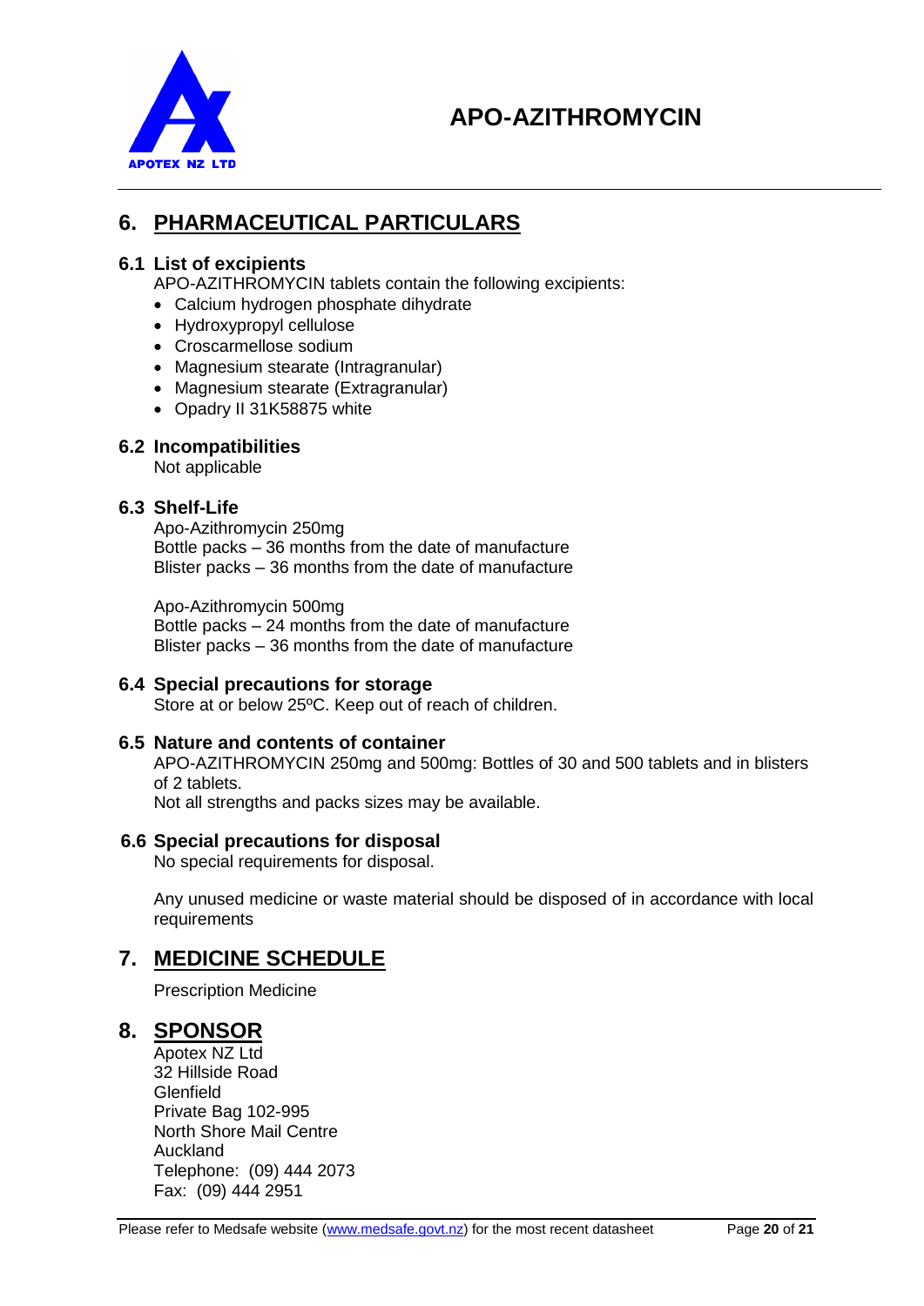# 6. PHARMACEUTICAL PARTICULARS

## 6.1 List of excipients

APO-AZITHROMYCIN tablets contain the following excipients:

- Calcium hydrogen phosphate dihydrate
- Hydroxypropyl cellulose
- Croscarmellose sodium
- Magnesium stearate (Intragranular)
- Magnesium stearate (Extragranular)
- Opadry II 31K58875 white

## 6.2 Incompatibilities

Not applicable

## 6.3 Shelf-Life

Apo-Azithromycin 250mg
Bottle packs – 36 months from the date of manufacture
Blister packs – 36 months from the date of manufacture

Apo-Azithromycin 500mg
Bottle packs – 24 months from the date of manufacture
Blister packs – 36 months from the date of manufacture

## 6.4 Special precautions for storage

Store at or below 25ºC. Keep out of reach of children.

## 6.5 Nature and contents of container

APO-AZITHROMYCIN 250mg and 500mg: Bottles of 30 and 500 tablets and in blisters of 2 tablets.
Not all strengths and packs sizes may be available.

## 6.6 Special precautions for disposal

No special requirements for disposal.

Any unused medicine or waste material should be disposed of in accordance with local requirements

# 7. MEDICINE SCHEDULE

Prescription Medicine

# 8. SPONSOR

Apotex NZ Ltd
32 Hillside Road
Glenfield
Private Bag 102-995
North Shore Mail Centre
Auckland
Telephone: (09) 444 2073
Fax: (09) 444 2951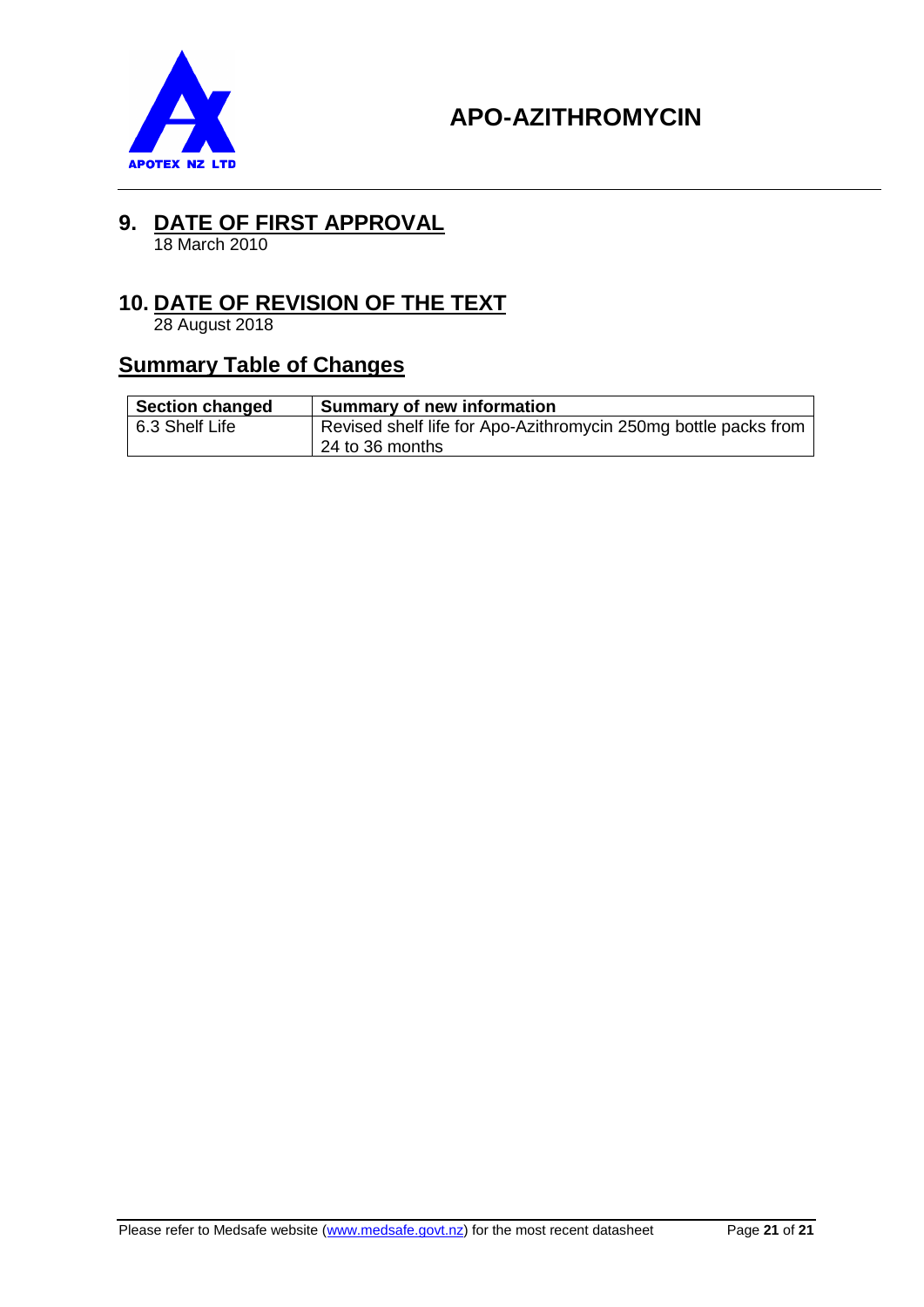## 9. DATE OF FIRST APPROVAL

18 March 2010

## 10. DATE OF REVISION OF THE TEXT

28 August 2018

## Summary Table of Changes

| Section changed | Summary of new information |
| --- | --- |
| 6.3 Shelf Life | Revised shelf life for Apo-Azithromycin 250mg bottle packs from 24 to 36 months |

Please refer to Medsafe website (www.medsafe.govt.nz) for the most recent datasheet